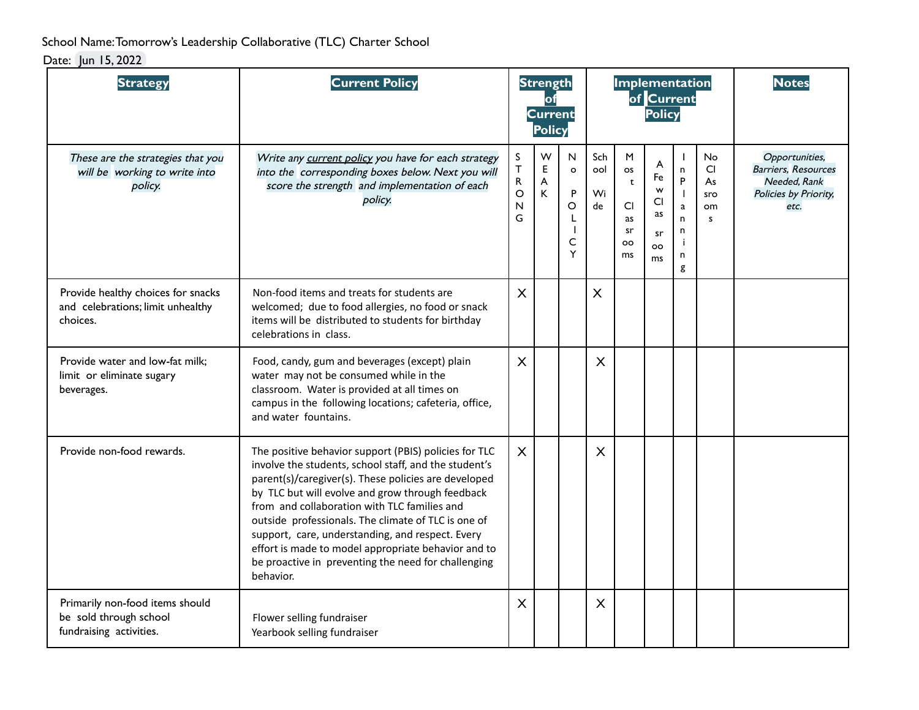School Name: Tomorrow's Leadership Collaborative (TLC) Charter School

Date: Jun 15, 2022

| **Strategy** | **Current Policy** | **Strength of Current Policy** | | | **Implementation of Current Policy** | | | | | **Notes** |
|---|---|---|---|---|---|---|---|---|---|---|
| *These are the strategies that you will be working to write into policy.* | *Write any current policy you have for each strategy into the corresponding boxes below. Next you will score the strength and implementation of each policy.* | STRONG | WEAK | No POLICY | School Wide | Most Classrooms | A Few Classrooms | In Planning | No Classrooms | *Opportunities, Barriers, Resources Needed, Rank Policies by Priority, etc.* |
| Provide healthy choices for snacks and celebrations; limit unhealthy choices. | Non-food items and treats for students are welcomed; due to food allergies, no food or snack items will be distributed to students for birthday celebrations in class. | X | | | X | | | | | |
| Provide water and low-fat milk; limit or eliminate sugary beverages. | Food, candy, gum and beverages (except) plain water may not be consumed while in the classroom. Water is provided at all times on campus in the following locations; cafeteria, office, and water fountains. | X | | | X | | | | | |
| Provide non-food rewards. | The positive behavior support (PBIS) policies for TLC involve the students, school staff, and the student's parent(s)/caregiver(s). These policies are developed by TLC but will evolve and grow through feedback from and collaboration with TLC families and outside professionals. The climate of TLC is one of support, care, understanding, and respect. Every effort is made to model appropriate behavior and to be proactive in preventing the need for challenging behavior. | X | | | X | | | | | |
| Primarily non-food items should be sold through school fundraising activities. | Flower selling fundraiser<br>Yearbook selling fundraiser | X | | | X | | | | | |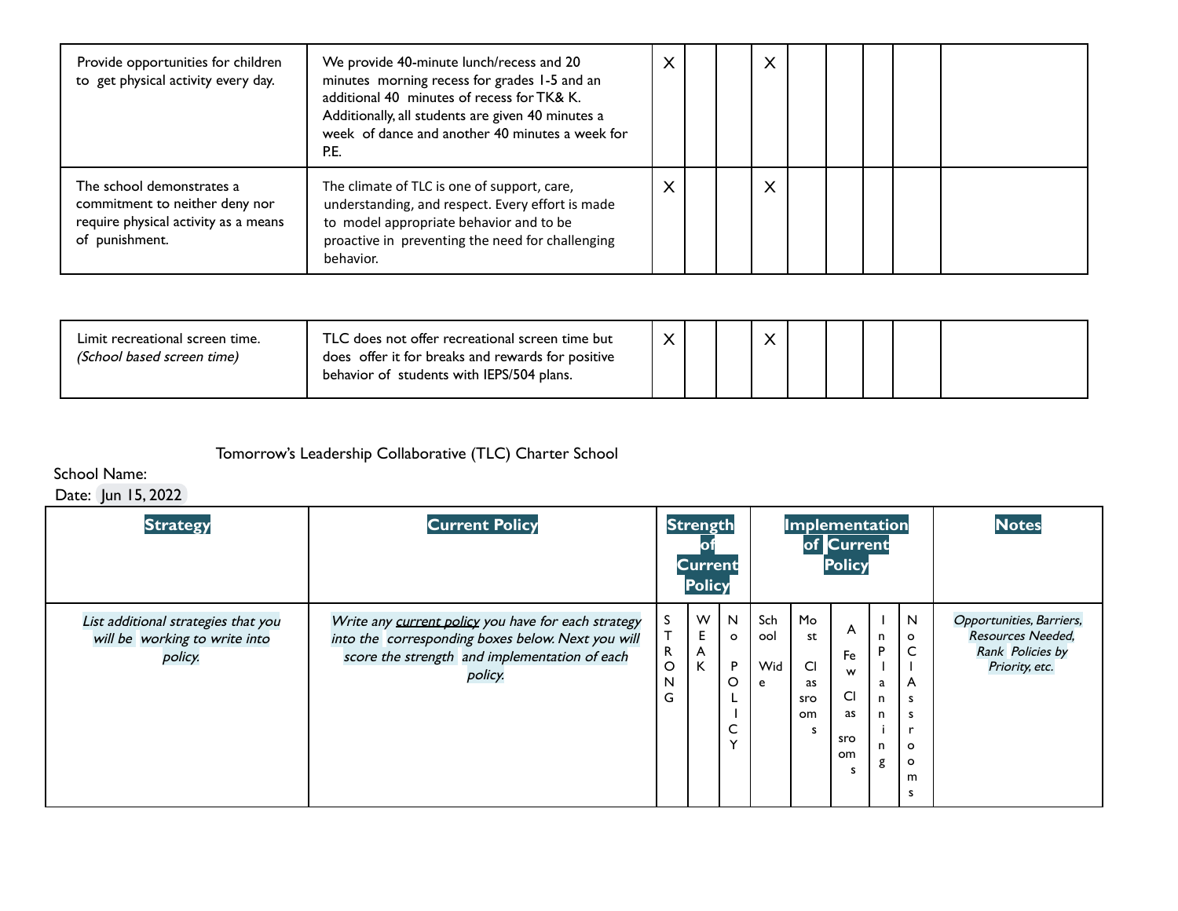| Provide opportunities for children to get physical activity every day. | We provide 40-minute lunch/recess and 20 minutes morning recess for grades 1-5 and an additional 40 minutes of recess for TK& K. Additionally, all students are given 40 minutes a week of dance and another 40 minutes a week for P.E. | X | | | X | | | | | |
|---|---|---|---|---|---|---|---|---|---|---|
| The school demonstrates a commitment to neither deny nor require physical activity as a means of punishment. | The climate of TLC is one of support, care, understanding, and respect. Every effort is made to model appropriate behavior and to be proactive in preventing the need for challenging behavior. | X | | | X | | | | | |

| Limit recreational screen time. *(School based screen time)* | TLC does not offer recreational screen time but does offer it for breaks and rewards for positive behavior of students with IEPS/504 plans. | X | | | X | | | | | |
|---|---|---|---|---|---|---|---|---|---|---|

Tomorrow's Leadership Collaborative (TLC) Charter School

School Name:

Date: Jun 15, 2022

| **Strategy** | **Current Policy** | **Strength of Current Policy** | | | **Implementation of Current Policy** | | | | | **Notes** |
|---|---|---|---|---|---|---|---|---|---|---|
| *List additional strategies that you will be working to write into policy.* | *Write any current policy you have for each strategy into the corresponding boxes below. Next you will score the strength and implementation of each policy.* | STRONG | WEAK | No POLICY | School Wide | Most Classrooms | A Few Classrooms | In Planning | No CLAssrooms | *Opportunities, Barriers, Resources Needed, Rank Policies by Priority, etc.* |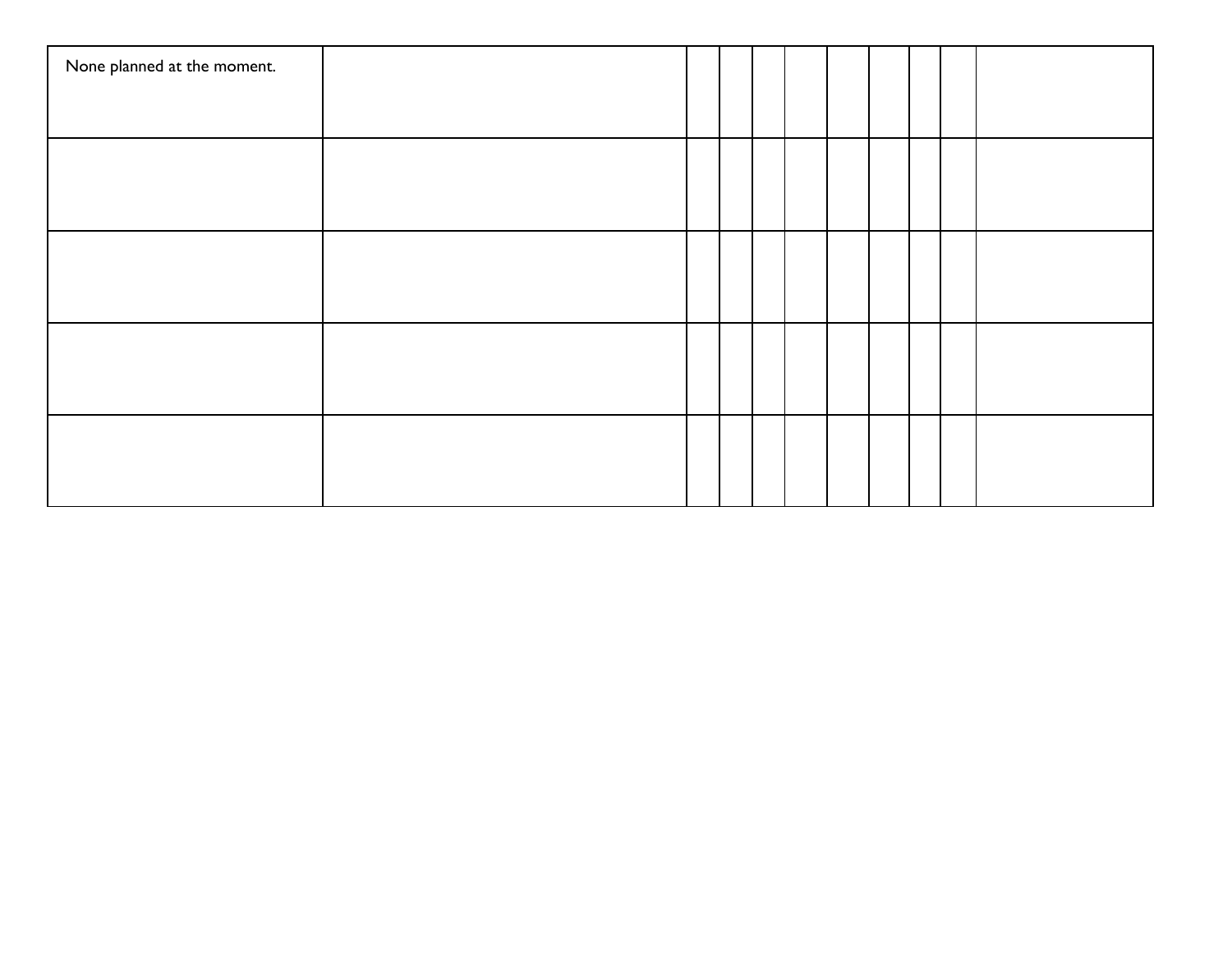| | | | | | | | | | | |
|---|---|---|---|---|---|---|---|---|---|---|
| None planned at the moment. | | | | | | | | | | |
| | | | | | | | | | | |
| | | | | | | | | | | |
| | | | | | | | | | | |
| | | | | | | | | | | |